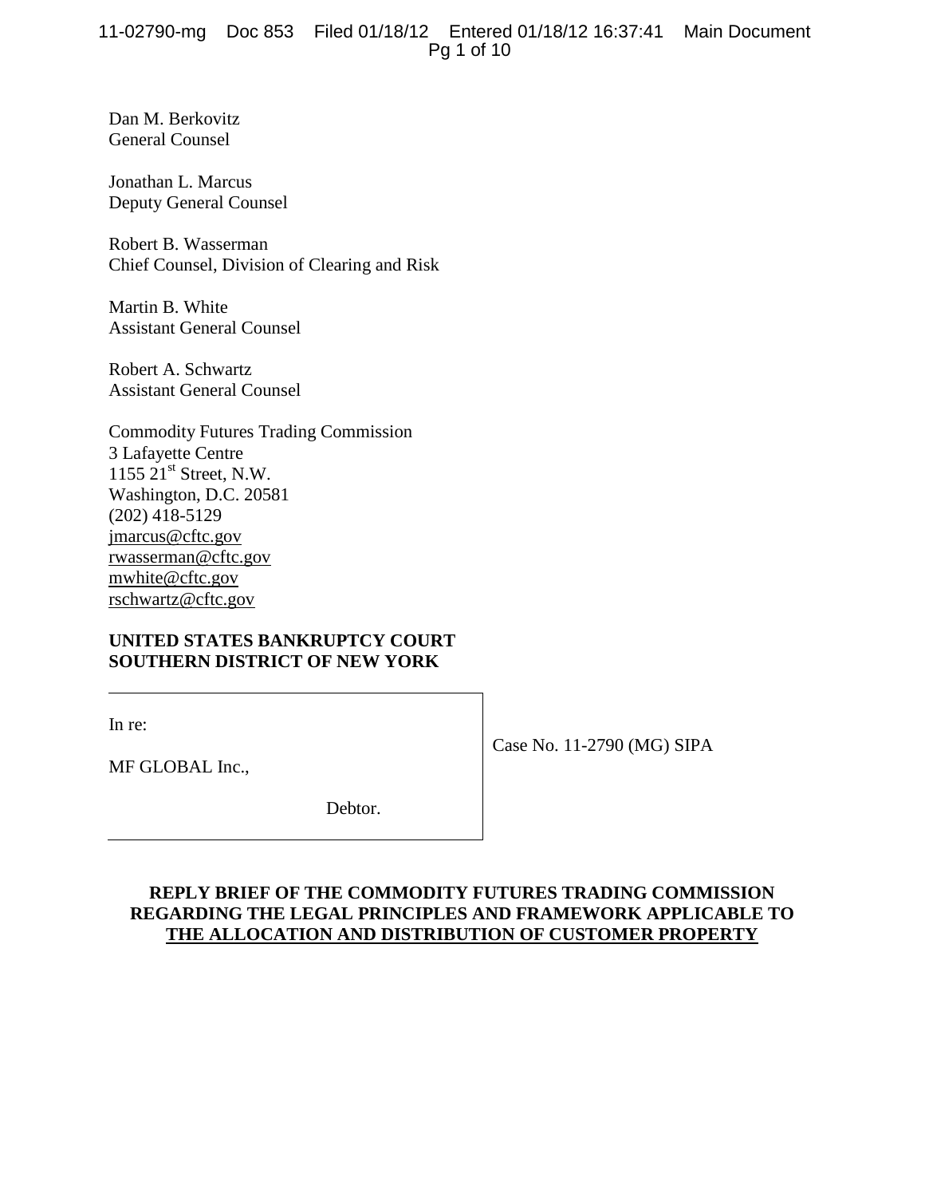Dan M. Berkovitz
General Counsel

Jonathan L. Marcus
Deputy General Counsel

Robert B. Wasserman
Chief Counsel, Division of Clearing and Risk

Martin B. White
Assistant General Counsel

Robert A. Schwartz
Assistant General Counsel

Commodity Futures Trading Commission
3 Lafayette Centre
1155 21st Street, N.W.
Washington, D.C. 20581
(202) 418-5129
jmarcus@cftc.gov
rwasserman@cftc.gov
mwhite@cftc.gov
rschwartz@cftc.gov

**UNITED STATES BANKRUPTCY COURT**
**SOUTHERN DISTRICT OF NEW YORK**

| | |
|---|---|
| In re:<br><br>MF GLOBAL Inc.,<br><br>Debtor. | Case No. 11-2790 (MG) SIPA |

**REPLY BRIEF OF THE COMMODITY FUTURES TRADING COMMISSION REGARDING THE LEGAL PRINCIPLES AND FRAMEWORK APPLICABLE TO THE ALLOCATION AND DISTRIBUTION OF CUSTOMER PROPERTY**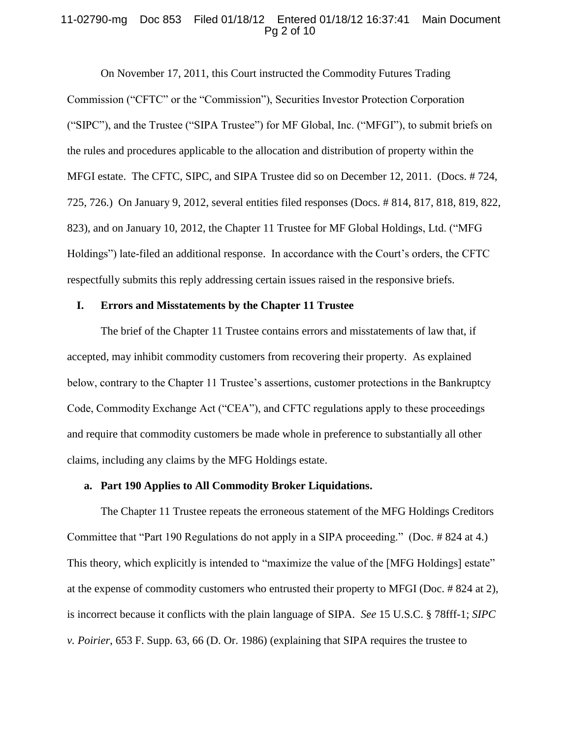On November 17, 2011, this Court instructed the Commodity Futures Trading Commission ("CFTC" or the "Commission"), Securities Investor Protection Corporation ("SIPC"), and the Trustee ("SIPA Trustee") for MF Global, Inc. ("MFGI"), to submit briefs on the rules and procedures applicable to the allocation and distribution of property within the MFGI estate. The CFTC, SIPC, and SIPA Trustee did so on December 12, 2011. (Docs. # 724, 725, 726.) On January 9, 2012, several entities filed responses (Docs. # 814, 817, 818, 819, 822, 823), and on January 10, 2012, the Chapter 11 Trustee for MF Global Holdings, Ltd. ("MFG Holdings") late-filed an additional response. In accordance with the Court's orders, the CFTC respectfully submits this reply addressing certain issues raised in the responsive briefs.

## I. Errors and Misstatements by the Chapter 11 Trustee

The brief of the Chapter 11 Trustee contains errors and misstatements of law that, if accepted, may inhibit commodity customers from recovering their property. As explained below, contrary to the Chapter 11 Trustee's assertions, customer protections in the Bankruptcy Code, Commodity Exchange Act ("CEA"), and CFTC regulations apply to these proceedings and require that commodity customers be made whole in preference to substantially all other claims, including any claims by the MFG Holdings estate.

### a. Part 190 Applies to All Commodity Broker Liquidations.

The Chapter 11 Trustee repeats the erroneous statement of the MFG Holdings Creditors Committee that "Part 190 Regulations do not apply in a SIPA proceeding." (Doc. # 824 at 4.) This theory, which explicitly is intended to "maximize the value of the [MFG Holdings] estate" at the expense of commodity customers who entrusted their property to MFGI (Doc. # 824 at 2), is incorrect because it conflicts with the plain language of SIPA. *See* 15 U.S.C. § 78fff-1; *SIPC v. Poirier*, 653 F. Supp. 63, 66 (D. Or. 1986) (explaining that SIPA requires the trustee to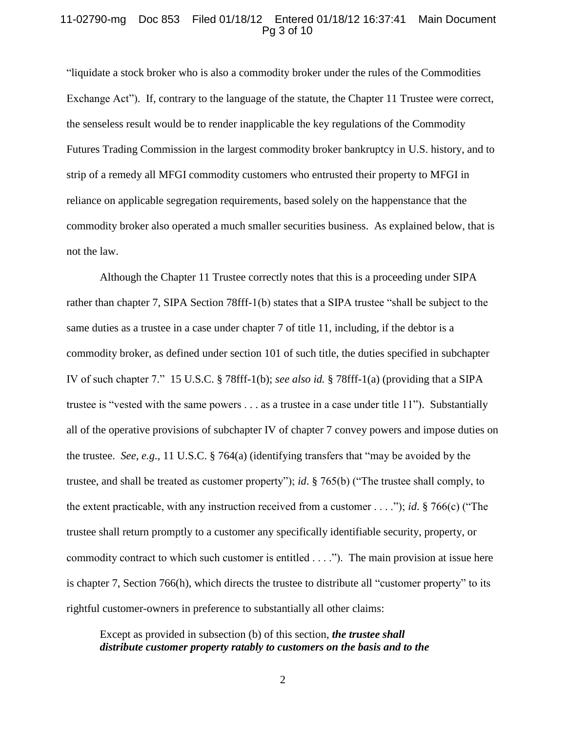"liquidate a stock broker who is also a commodity broker under the rules of the Commodities Exchange Act"). If, contrary to the language of the statute, the Chapter 11 Trustee were correct, the senseless result would be to render inapplicable the key regulations of the Commodity Futures Trading Commission in the largest commodity broker bankruptcy in U.S. history, and to strip of a remedy all MFGI commodity customers who entrusted their property to MFGI in reliance on applicable segregation requirements, based solely on the happenstance that the commodity broker also operated a much smaller securities business. As explained below, that is not the law.

Although the Chapter 11 Trustee correctly notes that this is a proceeding under SIPA rather than chapter 7, SIPA Section 78fff-1(b) states that a SIPA trustee "shall be subject to the same duties as a trustee in a case under chapter 7 of title 11, including, if the debtor is a commodity broker, as defined under section 101 of such title, the duties specified in subchapter IV of such chapter 7." 15 U.S.C. § 78fff-1(b); *see also id.* § 78fff-1(a) (providing that a SIPA trustee is "vested with the same powers . . . as a trustee in a case under title 11"). Substantially all of the operative provisions of subchapter IV of chapter 7 convey powers and impose duties on the trustee. *See, e.g.*, 11 U.S.C. § 764(a) (identifying transfers that "may be avoided by the trustee, and shall be treated as customer property"); *id*. § 765(b) ("The trustee shall comply, to the extent practicable, with any instruction received from a customer . . . ."); *id*. § 766(c) ("The trustee shall return promptly to a customer any specifically identifiable security, property, or commodity contract to which such customer is entitled . . . ."). The main provision at issue here is chapter 7, Section 766(h), which directs the trustee to distribute all "customer property" to its rightful customer-owners in preference to substantially all other claims:

> Except as provided in subsection (b) of this section, ***the trustee shall distribute customer property ratably to customers on the basis and to the***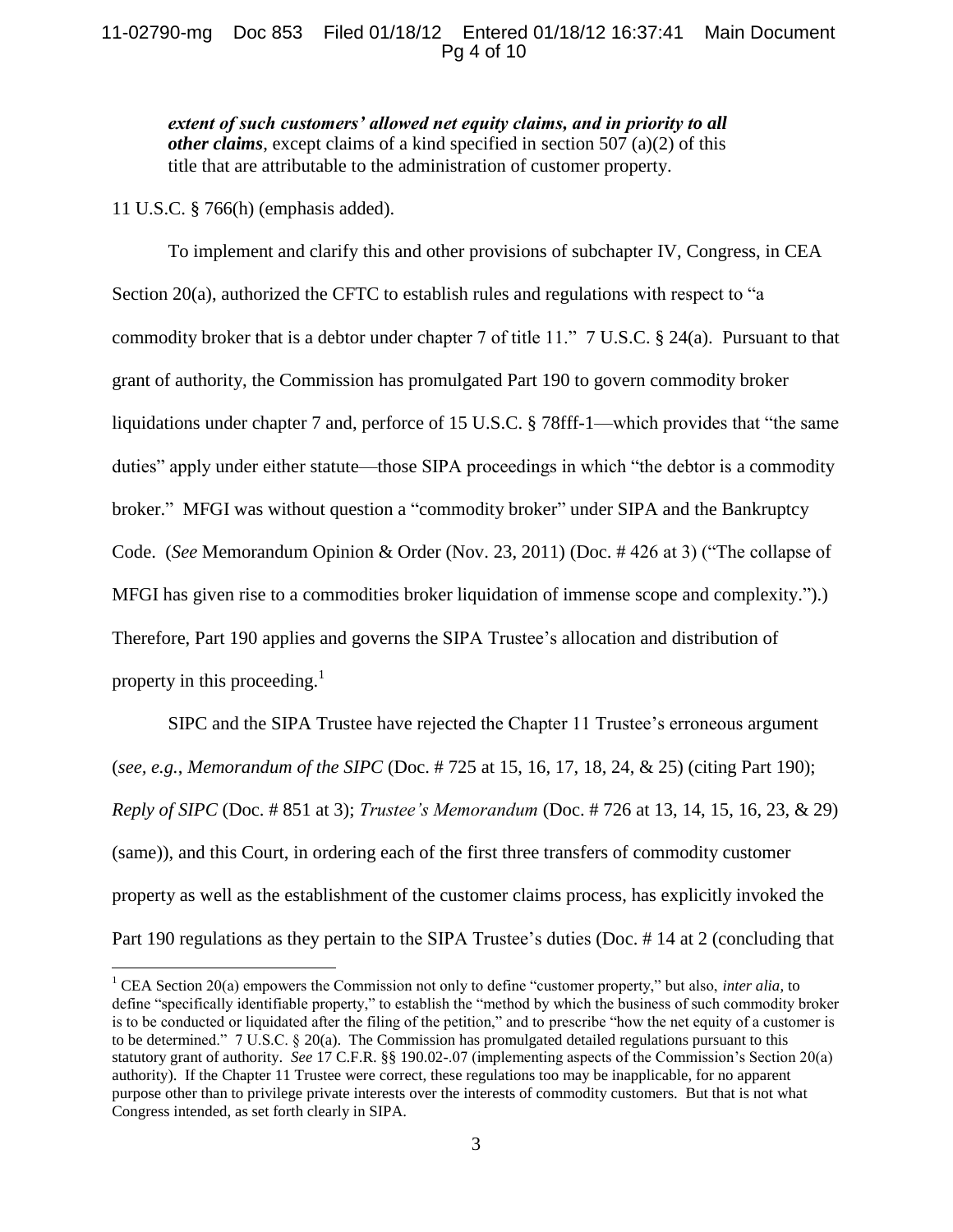> ***extent of such customers' allowed net equity claims, and in priority to all other claims***, except claims of a kind specified in section 507 (a)(2) of this title that are attributable to the administration of customer property.

11 U.S.C. § 766(h) (emphasis added).

To implement and clarify this and other provisions of subchapter IV, Congress, in CEA Section 20(a), authorized the CFTC to establish rules and regulations with respect to "a commodity broker that is a debtor under chapter 7 of title 11." 7 U.S.C. § 24(a). Pursuant to that grant of authority, the Commission has promulgated Part 190 to govern commodity broker liquidations under chapter 7 and, perforce of 15 U.S.C. § 78fff-1—which provides that "the same duties" apply under either statute—those SIPA proceedings in which "the debtor is a commodity broker." MFGI was without question a "commodity broker" under SIPA and the Bankruptcy Code. (*See* Memorandum Opinion & Order (Nov. 23, 2011) (Doc. # 426 at 3) ("The collapse of MFGI has given rise to a commodities broker liquidation of immense scope and complexity.").) Therefore, Part 190 applies and governs the SIPA Trustee's allocation and distribution of property in this proceeding.[1]

SIPC and the SIPA Trustee have rejected the Chapter 11 Trustee's erroneous argument (*see, e.g.*, *Memorandum of the SIPC* (Doc. # 725 at 15, 16, 17, 18, 24, & 25) (citing Part 190); *Reply of SIPC* (Doc. # 851 at 3); *Trustee's Memorandum* (Doc. # 726 at 13, 14, 15, 16, 23, & 29) (same)), and this Court, in ordering each of the first three transfers of commodity customer property as well as the establishment of the customer claims process, has explicitly invoked the Part 190 regulations as they pertain to the SIPA Trustee's duties (Doc. # 14 at 2 (concluding that

---

[1] CEA Section 20(a) empowers the Commission not only to define "customer property," but also, *inter alia*, to define "specifically identifiable property," to establish the "method by which the business of such commodity broker is to be conducted or liquidated after the filing of the petition," and to prescribe "how the net equity of a customer is to be determined." 7 U.S.C. § 20(a). The Commission has promulgated detailed regulations pursuant to this statutory grant of authority. *See* 17 C.F.R. §§ 190.02-.07 (implementing aspects of the Commission's Section 20(a) authority). If the Chapter 11 Trustee were correct, these regulations too may be inapplicable, for no apparent purpose other than to privilege private interests over the interests of commodity customers. But that is not what Congress intended, as set forth clearly in SIPA.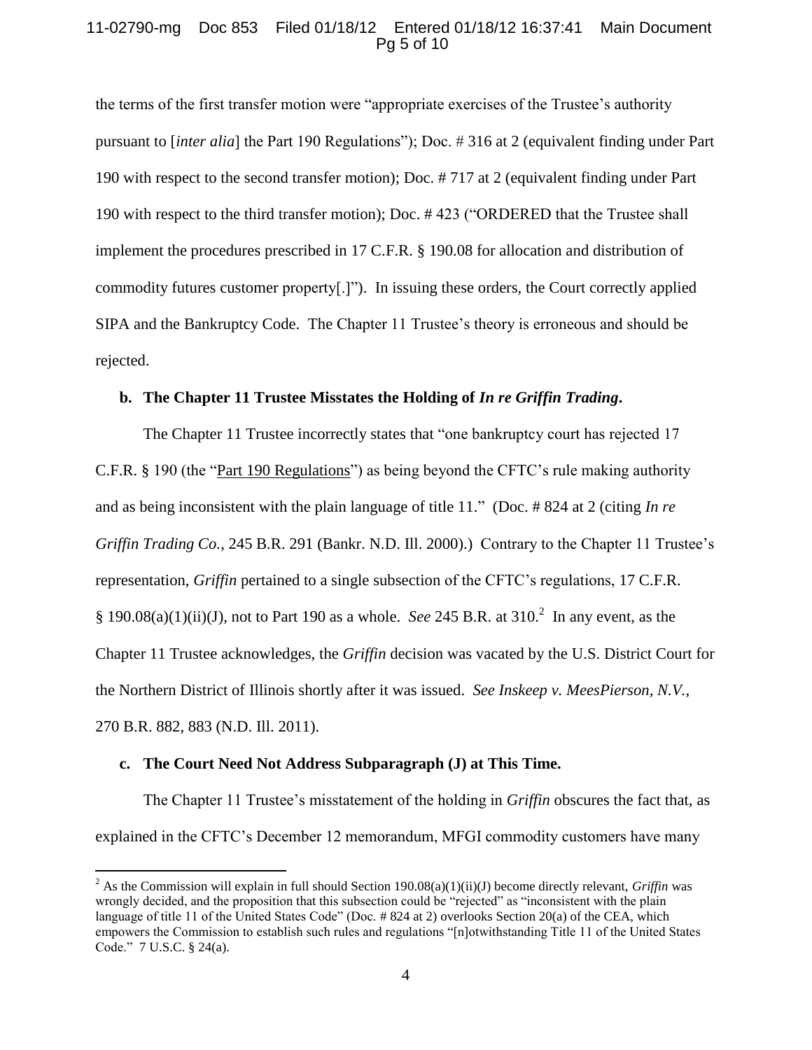the terms of the first transfer motion were "appropriate exercises of the Trustee's authority pursuant to [*inter alia*] the Part 190 Regulations"); Doc. # 316 at 2 (equivalent finding under Part 190 with respect to the second transfer motion); Doc. # 717 at 2 (equivalent finding under Part 190 with respect to the third transfer motion); Doc. # 423 ("ORDERED that the Trustee shall implement the procedures prescribed in 17 C.F.R. § 190.08 for allocation and distribution of commodity futures customer property[.]"). In issuing these orders, the Court correctly applied SIPA and the Bankruptcy Code. The Chapter 11 Trustee's theory is erroneous and should be rejected.

**b. The Chapter 11 Trustee Misstates the Holding of *In re Griffin Trading*.**

The Chapter 11 Trustee incorrectly states that "one bankruptcy court has rejected 17 C.F.R. § 190 (the "Part 190 Regulations") as being beyond the CFTC's rule making authority and as being inconsistent with the plain language of title 11." (Doc. # 824 at 2 (citing *In re Griffin Trading Co.*, 245 B.R. 291 (Bankr. N.D. Ill. 2000).) Contrary to the Chapter 11 Trustee's representation, *Griffin* pertained to a single subsection of the CFTC's regulations, 17 C.F.R. § 190.08(a)(1)(ii)(J), not to Part 190 as a whole. *See* 245 B.R. at 310.[2] In any event, as the Chapter 11 Trustee acknowledges, the *Griffin* decision was vacated by the U.S. District Court for the Northern District of Illinois shortly after it was issued. *See Inskeep v. MeesPierson, N.V.*, 270 B.R. 882, 883 (N.D. Ill. 2011).

**c. The Court Need Not Address Subparagraph (J) at This Time.**

The Chapter 11 Trustee's misstatement of the holding in *Griffin* obscures the fact that, as explained in the CFTC's December 12 memorandum, MFGI commodity customers have many

[2] As the Commission will explain in full should Section 190.08(a)(1)(ii)(J) become directly relevant, *Griffin* was wrongly decided, and the proposition that this subsection could be "rejected" as "inconsistent with the plain language of title 11 of the United States Code" (Doc. # 824 at 2) overlooks Section 20(a) of the CEA, which empowers the Commission to establish such rules and regulations "[n]otwithstanding Title 11 of the United States Code." 7 U.S.C. § 24(a).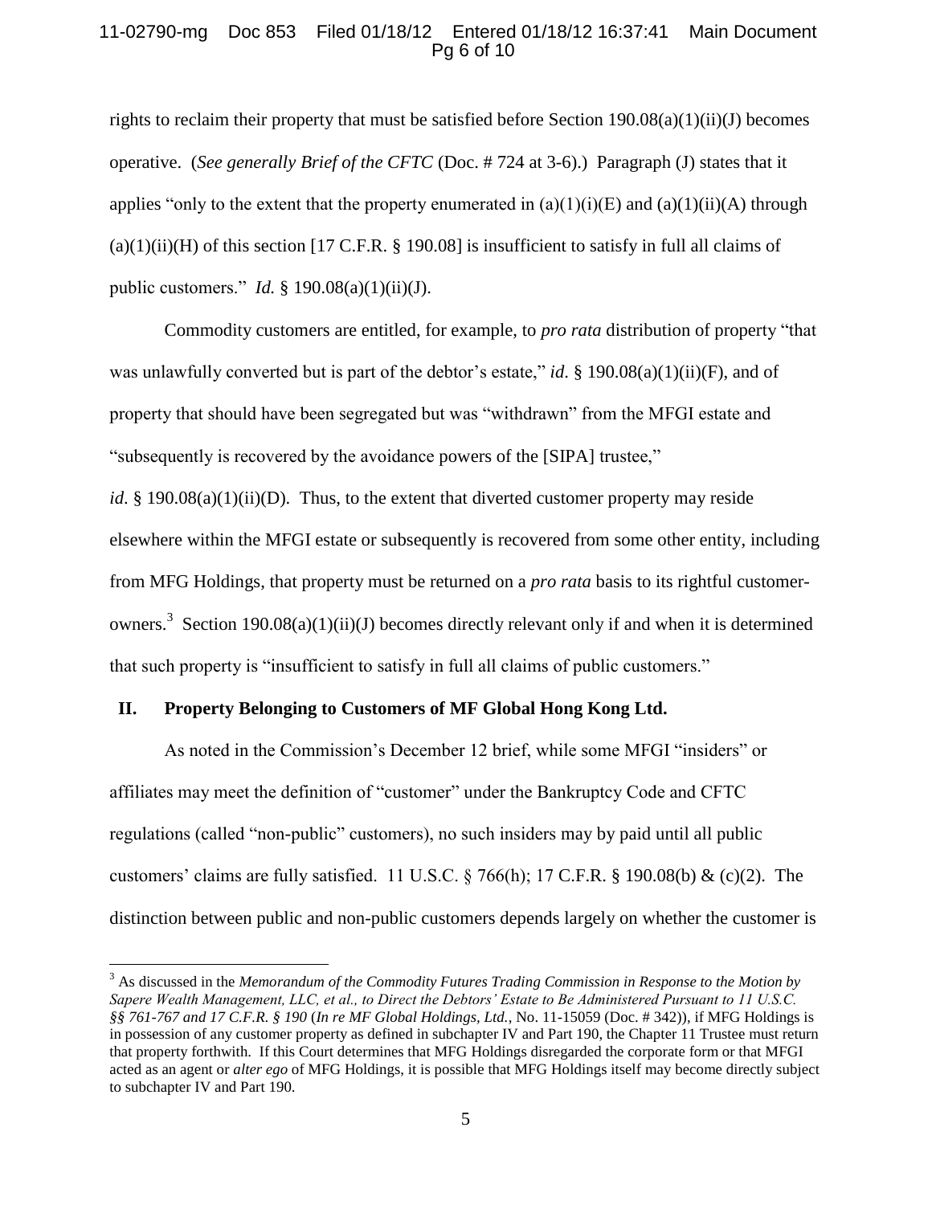rights to reclaim their property that must be satisfied before Section 190.08(a)(1)(ii)(J) becomes operative. (*See generally Brief of the CFTC* (Doc. # 724 at 3-6).) Paragraph (J) states that it applies "only to the extent that the property enumerated in (a)(1)(i)(E) and (a)(1)(ii)(A) through (a)(1)(ii)(H) of this section [17 C.F.R. § 190.08] is insufficient to satisfy in full all claims of public customers." *Id.* § 190.08(a)(1)(ii)(J).

Commodity customers are entitled, for example, to *pro rata* distribution of property "that was unlawfully converted but is part of the debtor's estate," *id*. § 190.08(a)(1)(ii)(F), and of property that should have been segregated but was "withdrawn" from the MFGI estate and "subsequently is recovered by the avoidance powers of the [SIPA] trustee," *id*. § 190.08(a)(1)(ii)(D). Thus, to the extent that diverted customer property may reside elsewhere within the MFGI estate or subsequently is recovered from some other entity, including from MFG Holdings, that property must be returned on a *pro rata* basis to its rightful customer-owners.[3] Section 190.08(a)(1)(ii)(J) becomes directly relevant only if and when it is determined that such property is "insufficient to satisfy in full all claims of public customers."

## II. Property Belonging to Customers of MF Global Hong Kong Ltd.

As noted in the Commission's December 12 brief, while some MFGI "insiders" or affiliates may meet the definition of "customer" under the Bankruptcy Code and CFTC regulations (called "non-public" customers), no such insiders may by paid until all public customers' claims are fully satisfied. 11 U.S.C. § 766(h); 17 C.F.R. § 190.08(b) & (c)(2). The distinction between public and non-public customers depends largely on whether the customer is

---

[3] As discussed in the *Memorandum of the Commodity Futures Trading Commission in Response to the Motion by Sapere Wealth Management, LLC, et al., to Direct the Debtors' Estate to Be Administered Pursuant to 11 U.S.C. §§ 761-767 and 17 C.F.R. § 190* (*In re MF Global Holdings, Ltd.*, No. 11-15059 (Doc. # 342)), if MFG Holdings is in possession of any customer property as defined in subchapter IV and Part 190, the Chapter 11 Trustee must return that property forthwith. If this Court determines that MFG Holdings disregarded the corporate form or that MFGI acted as an agent or *alter ego* of MFG Holdings, it is possible that MFG Holdings itself may become directly subject to subchapter IV and Part 190.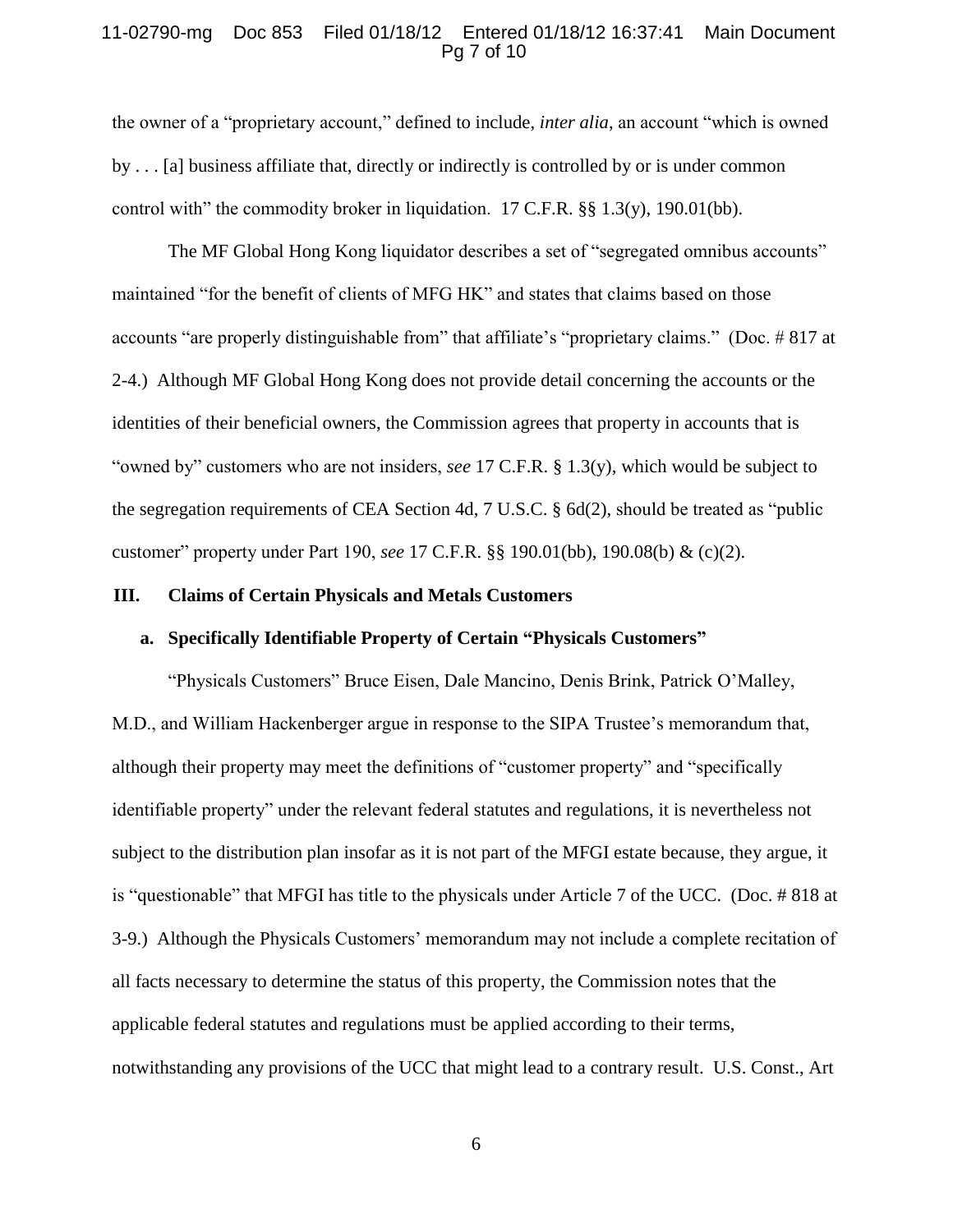the owner of a "proprietary account," defined to include, *inter alia*, an account "which is owned by . . . [a] business affiliate that, directly or indirectly is controlled by or is under common control with" the commodity broker in liquidation. 17 C.F.R. §§ 1.3(y), 190.01(bb).

The MF Global Hong Kong liquidator describes a set of "segregated omnibus accounts" maintained "for the benefit of clients of MFG HK" and states that claims based on those accounts "are properly distinguishable from" that affiliate's "proprietary claims." (Doc. # 817 at 2-4.) Although MF Global Hong Kong does not provide detail concerning the accounts or the identities of their beneficial owners, the Commission agrees that property in accounts that is "owned by" customers who are not insiders, *see* 17 C.F.R. § 1.3(y), which would be subject to the segregation requirements of CEA Section 4d, 7 U.S.C. § 6d(2), should be treated as "public customer" property under Part 190, *see* 17 C.F.R. §§ 190.01(bb), 190.08(b) & (c)(2).

## III. Claims of Certain Physicals and Metals Customers

### a. Specifically Identifiable Property of Certain "Physicals Customers"

"Physicals Customers" Bruce Eisen, Dale Mancino, Denis Brink, Patrick O'Malley, M.D., and William Hackenberger argue in response to the SIPA Trustee's memorandum that, although their property may meet the definitions of "customer property" and "specifically identifiable property" under the relevant federal statutes and regulations, it is nevertheless not subject to the distribution plan insofar as it is not part of the MFGI estate because, they argue, it is "questionable" that MFGI has title to the physicals under Article 7 of the UCC. (Doc. # 818 at 3-9.) Although the Physicals Customers' memorandum may not include a complete recitation of all facts necessary to determine the status of this property, the Commission notes that the applicable federal statutes and regulations must be applied according to their terms, notwithstanding any provisions of the UCC that might lead to a contrary result. U.S. Const., Art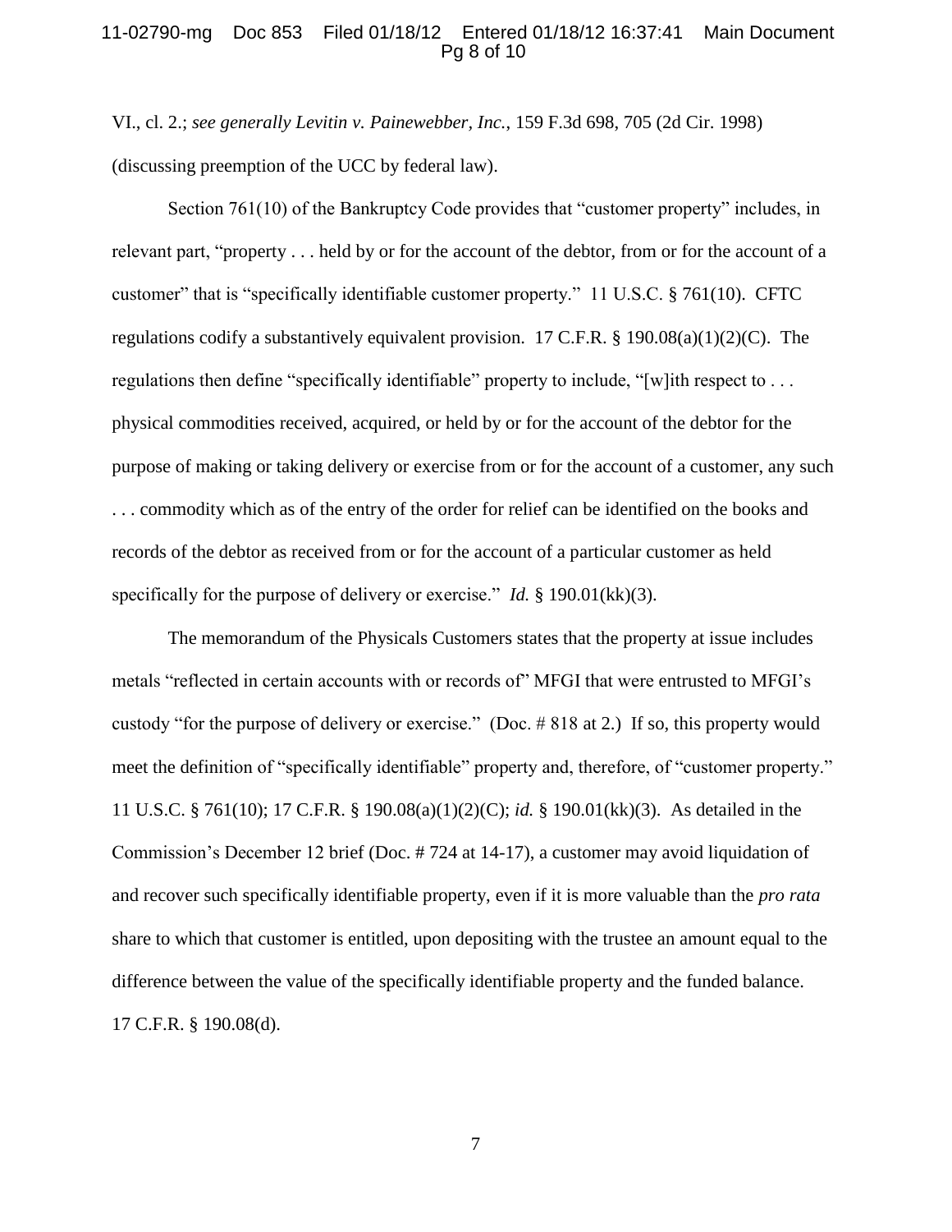VI., cl. 2.; *see generally Levitin v. Painewebber, Inc.*, 159 F.3d 698, 705 (2d Cir. 1998) (discussing preemption of the UCC by federal law).

Section 761(10) of the Bankruptcy Code provides that "customer property" includes, in relevant part, "property . . . held by or for the account of the debtor, from or for the account of a customer" that is "specifically identifiable customer property." 11 U.S.C. § 761(10). CFTC regulations codify a substantively equivalent provision. 17 C.F.R. § 190.08(a)(1)(2)(C). The regulations then define "specifically identifiable" property to include, "[w]ith respect to . . . physical commodities received, acquired, or held by or for the account of the debtor for the purpose of making or taking delivery or exercise from or for the account of a customer, any such . . . commodity which as of the entry of the order for relief can be identified on the books and records of the debtor as received from or for the account of a particular customer as held specifically for the purpose of delivery or exercise." *Id.* § 190.01(kk)(3).

The memorandum of the Physicals Customers states that the property at issue includes metals "reflected in certain accounts with or records of" MFGI that were entrusted to MFGI's custody "for the purpose of delivery or exercise." (Doc. # 818 at 2.) If so, this property would meet the definition of "specifically identifiable" property and, therefore, of "customer property." 11 U.S.C. § 761(10); 17 C.F.R. § 190.08(a)(1)(2)(C); *id.* § 190.01(kk)(3). As detailed in the Commission's December 12 brief (Doc. # 724 at 14-17), a customer may avoid liquidation of and recover such specifically identifiable property, even if it is more valuable than the *pro rata* share to which that customer is entitled, upon depositing with the trustee an amount equal to the difference between the value of the specifically identifiable property and the funded balance. 17 C.F.R. § 190.08(d).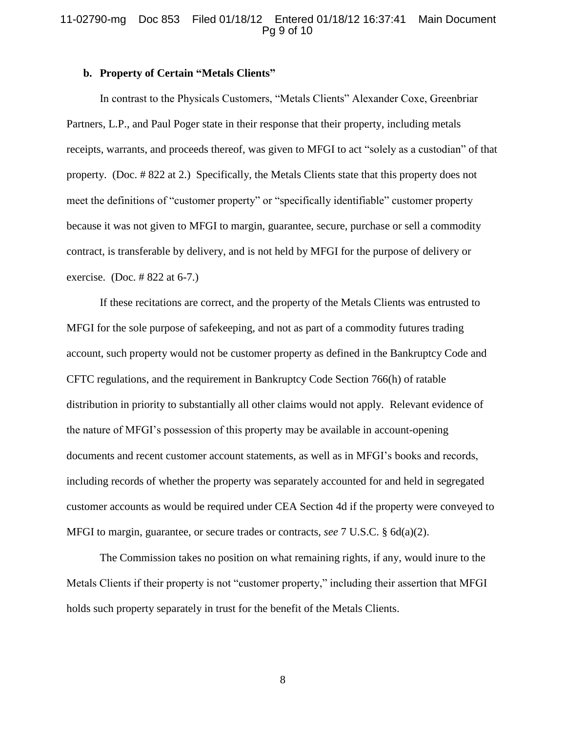**b. Property of Certain "Metals Clients"**

In contrast to the Physicals Customers, "Metals Clients" Alexander Coxe, Greenbriar Partners, L.P., and Paul Poger state in their response that their property, including metals receipts, warrants, and proceeds thereof, was given to MFGI to act "solely as a custodian" of that property. (Doc. # 822 at 2.) Specifically, the Metals Clients state that this property does not meet the definitions of "customer property" or "specifically identifiable" customer property because it was not given to MFGI to margin, guarantee, secure, purchase or sell a commodity contract, is transferable by delivery, and is not held by MFGI for the purpose of delivery or exercise. (Doc. # 822 at 6-7.)

If these recitations are correct, and the property of the Metals Clients was entrusted to MFGI for the sole purpose of safekeeping, and not as part of a commodity futures trading account, such property would not be customer property as defined in the Bankruptcy Code and CFTC regulations, and the requirement in Bankruptcy Code Section 766(h) of ratable distribution in priority to substantially all other claims would not apply. Relevant evidence of the nature of MFGI's possession of this property may be available in account-opening documents and recent customer account statements, as well as in MFGI's books and records, including records of whether the property was separately accounted for and held in segregated customer accounts as would be required under CEA Section 4d if the property were conveyed to MFGI to margin, guarantee, or secure trades or contracts, *see* 7 U.S.C. § 6d(a)(2).

The Commission takes no position on what remaining rights, if any, would inure to the Metals Clients if their property is not "customer property," including their assertion that MFGI holds such property separately in trust for the benefit of the Metals Clients.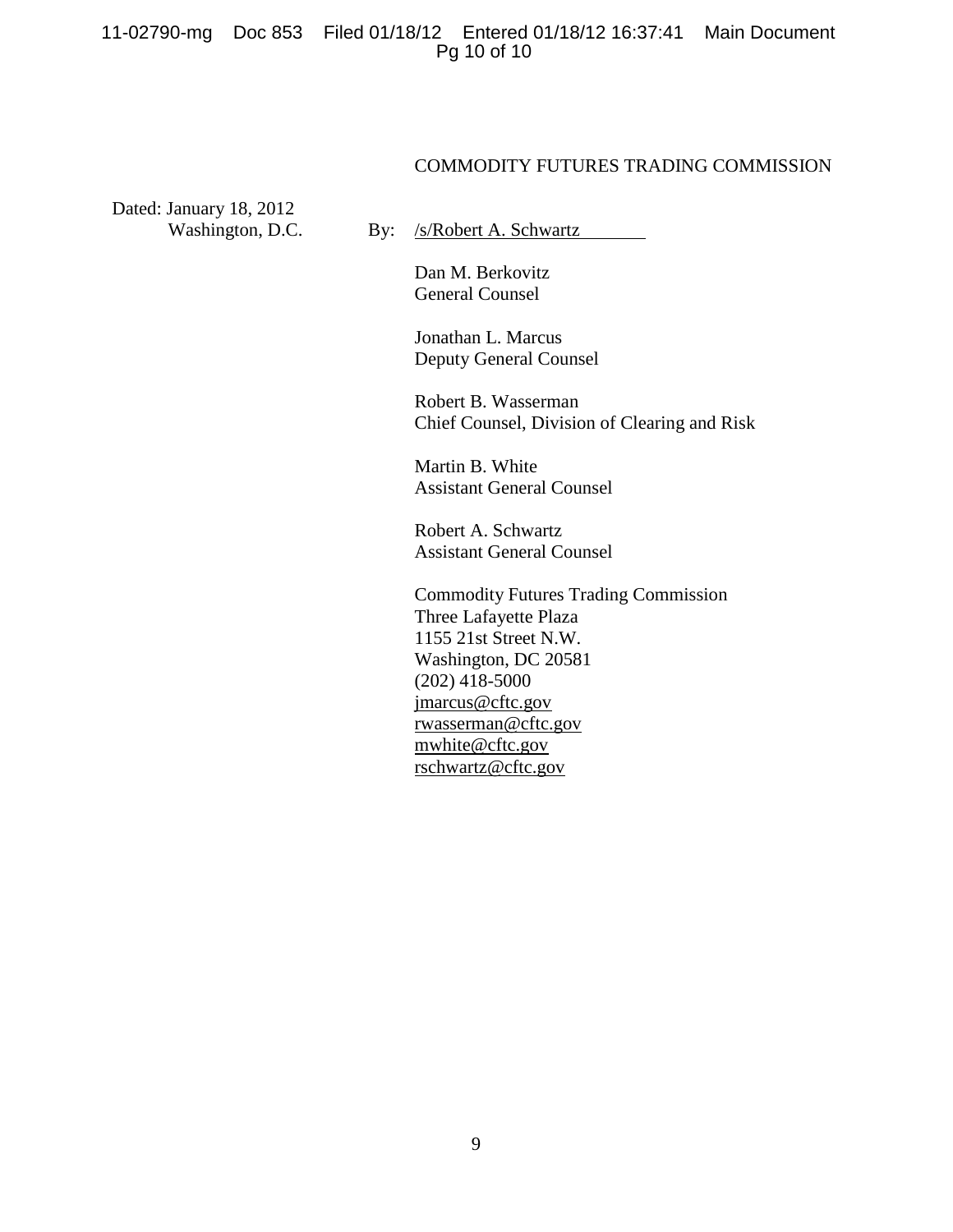COMMODITY FUTURES TRADING COMMISSION

Dated: January 18, 2012
Washington, D.C.

By: /s/Robert A. Schwartz

Dan M. Berkovitz
General Counsel

Jonathan L. Marcus
Deputy General Counsel

Robert B. Wasserman
Chief Counsel, Division of Clearing and Risk

Martin B. White
Assistant General Counsel

Robert A. Schwartz
Assistant General Counsel

Commodity Futures Trading Commission
Three Lafayette Plaza
1155 21st Street N.W.
Washington, DC 20581
(202) 418-5000
jmarcus@cftc.gov
rwasserman@cftc.gov
mwhite@cftc.gov
rschwartz@cftc.gov